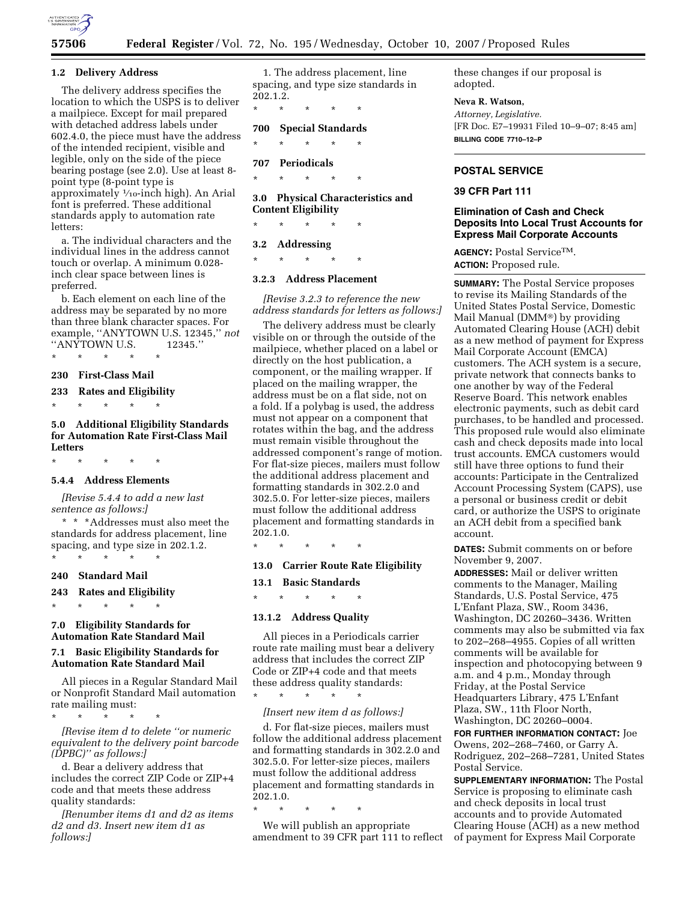### 1.2 Delivery Address

The delivery address specifies the location to which the USPS is to deliver a mailpiece. Except for mail prepared with detached address labels under 602.4.0, the piece must have the address of the intended recipient, visible and legible, only on the side of the piece bearing postage (see 2.0). Use at least 8-point type (8-point type is approximately 1⁄10-inch high). An Arial font is preferred. These additional standards apply to automation rate letters:

a. The individual characters and the individual lines in the address cannot touch or overlap. A minimum 0.028-inch clear space between lines is preferred.

b. Each element on each line of the address may be separated by no more than three blank character spaces. For example, ''ANYTOWN U.S. 12345,'' *not* ''ANYTOWN U.S.          12345.''

\* \* \* \* \*

### 230 First-Class Mail

### 233 Rates and Eligibility

\* \* \* \* \*

### 5.0 Additional Eligibility Standards for Automation Rate First-Class Mail Letters

\* \* \* \* \*

#### 5.4.4 Address Elements

*[Revise 5.4.4 to add a new last sentence as follows:]*

\* \* \*Addresses must also meet the standards for address placement, line spacing, and type size in 202.1.2.

\* \* \* \* \*

### 240 Standard Mail

### 243 Rates and Eligibility

\* \* \* \* \*

### 7.0 Eligibility Standards for Automation Rate Standard Mail

### 7.1 Basic Eligibility Standards for Automation Rate Standard Mail

All pieces in a Regular Standard Mail or Nonprofit Standard Mail automation rate mailing must:

\* \* \* \* \*

*[Revise item d to delete ''or numeric equivalent to the delivery point barcode (DPBC)'' as follows:]*

d. Bear a delivery address that includes the correct ZIP Code or ZIP+4 code and that meets these address quality standards:

*[Renumber items d1 and d2 as items d2 and d3. Insert new item d1 as follows:]*

1. The address placement, line spacing, and type size standards in 202.1.2.

\* \* \* \* \*

### 700 Special Standards

\* \* \* \* \*

### 707 Periodicals

\* \* \* \* \*

### 3.0 Physical Characteristics and Content Eligibility

\* \* \* \* \*

### 3.2 Addressing

\* \* \* \* \*

#### 3.2.3 Address Placement

*[Revise 3.2.3 to reference the new address standards for letters as follows:]*

The delivery address must be clearly visible on or through the outside of the mailpiece, whether placed on a label or directly on the host publication, a component, or the mailing wrapper. If placed on the mailing wrapper, the address must be on a flat side, not on a fold. If a polybag is used, the address must not appear on a component that rotates within the bag, and the address must remain visible throughout the addressed component's range of motion. For flat-size pieces, mailers must follow the additional address placement and formatting standards in 302.2.0 and 302.5.0. For letter-size pieces, mailers must follow the additional address placement and formatting standards in 202.1.0.

\* \* \* \* \*

### 13.0 Carrier Route Rate Eligibility

### 13.1 Basic Standards

\* \* \* \* \*

#### 13.1.2 Address Quality

All pieces in a Periodicals carrier route rate mailing must bear a delivery address that includes the correct ZIP Code or ZIP+4 code and that meets these address quality standards:

\* \* \* \* \*

*[Insert new item d as follows:]*

d. For flat-size pieces, mailers must follow the additional address placement and formatting standards in 302.2.0 and 302.5.0. For letter-size pieces, mailers must follow the additional address placement and formatting standards in 202.1.0.

\* \* \* \* \*

We will publish an appropriate amendment to 39 CFR part 111 to reflect these changes if our proposal is adopted.

**Neva R. Watson,**

*Attorney, Legislative.*

[FR Doc. E7–19931 Filed 10–9–07; 8:45 am]

**BILLING CODE 7710–12–P**

---

## POSTAL SERVICE

## 39 CFR Part 111

## Elimination of Cash and Check Deposits Into Local Trust Accounts for Express Mail Corporate Accounts

**AGENCY:** Postal Service™.

**ACTION:** Proposed rule.

**SUMMARY:** The Postal Service proposes to revise its Mailing Standards of the United States Postal Service, Domestic Mail Manual (DMM®) by providing Automated Clearing House (ACH) debit as a new method of payment for Express Mail Corporate Account (EMCA) customers. The ACH system is a secure, private network that connects banks to one another by way of the Federal Reserve Board. This network enables electronic payments, such as debit card purchases, to be handled and processed. This proposed rule would also eliminate cash and check deposits made into local trust accounts. EMCA customers would still have three options to fund their accounts: Participate in the Centralized Account Processing System (CAPS), use a personal or business credit or debit card, or authorize the USPS to originate an ACH debit from a specified bank account.

**DATES:** Submit comments on or before November 9, 2007.

**ADDRESSES:** Mail or deliver written comments to the Manager, Mailing Standards, U.S. Postal Service, 475 L'Enfant Plaza, SW., Room 3436, Washington, DC 20260–3436. Written comments may also be submitted via fax to 202–268–4955. Copies of all written comments will be available for inspection and photocopying between 9 a.m. and 4 p.m., Monday through Friday, at the Postal Service Headquarters Library, 475 L'Enfant Plaza, SW., 11th Floor North, Washington, DC 20260–0004.

**FOR FURTHER INFORMATION CONTACT:** Joe Owens, 202–268–7460, or Garry A. Rodriguez, 202–268–7281, United States Postal Service.

**SUPPLEMENTARY INFORMATION:** The Postal Service is proposing to eliminate cash and check deposits in local trust accounts and to provide Automated Clearing House (ACH) as a new method of payment for Express Mail Corporate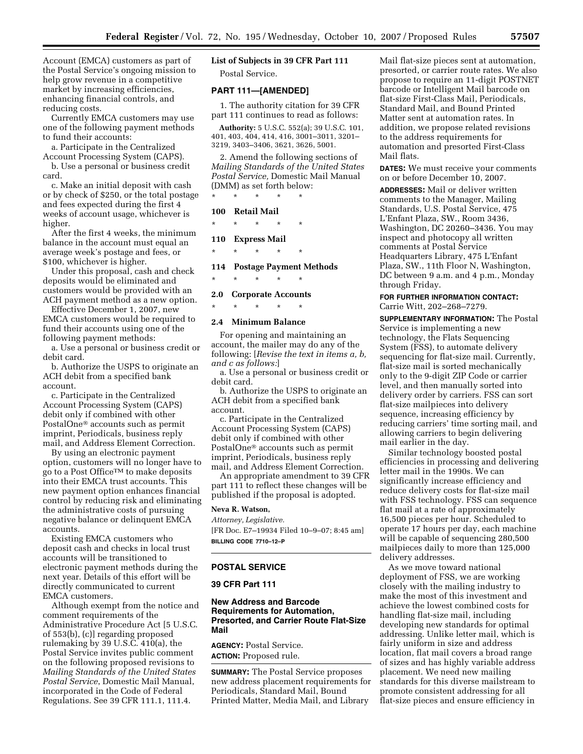Account (EMCA) customers as part of the Postal Service's ongoing mission to help grow revenue in a competitive market by increasing efficiencies, enhancing financial controls, and reducing costs.

Currently EMCA customers may use one of the following payment methods to fund their accounts:

a. Participate in the Centralized Account Processing System (CAPS).

b. Use a personal or business credit card.

c. Make an initial deposit with cash or by check of $250, or the total postage and fees expected during the first 4 weeks of account usage, whichever is higher.

After the first 4 weeks, the minimum balance in the account must equal an average week's postage and fees, or $100, whichever is higher.

Under this proposal, cash and check deposits would be eliminated and customers would be provided with an ACH payment method as a new option.

Effective December 1, 2007, new EMCA customers would be required to fund their accounts using one of the following payment methods:

a. Use a personal or business credit or debit card.

b. Authorize the USPS to originate an ACH debit from a specified bank account.

c. Participate in the Centralized Account Processing System (CAPS) debit only if combined with other PostalOne® accounts such as permit imprint, Periodicals, business reply mail, and Address Element Correction.

By using an electronic payment option, customers will no longer have to go to a Post Office™ to make deposits into their EMCA trust accounts. This new payment option enhances financial control by reducing risk and eliminating the administrative costs of pursuing negative balance or delinquent EMCA accounts.

Existing EMCA customers who deposit cash and checks in local trust accounts will be transitioned to electronic payment methods during the next year. Details of this effort will be directly communicated to current EMCA customers.

Although exempt from the notice and comment requirements of the Administrative Procedure Act [5 U.S.C. of 553(b), (c)] regarding proposed rulemaking by 39 U.S.C. 410(a), the Postal Service invites public comment on the following proposed revisions to *Mailing Standards of the United States Postal Service,* Domestic Mail Manual, incorporated in the Code of Federal Regulations. See 39 CFR 111.1, 111.4.

**List of Subjects in 39 CFR Part 111**

Postal Service.

**PART 111—[AMENDED]**

1. The authority citation for 39 CFR part 111 continues to read as follows:

**Authority:** 5 U.S.C. 552(a); 39 U.S.C. 101, 401, 403, 404, 414, 416, 3001–3011, 3201–3219, 3403–3406, 3621, 3626, 5001.

2. Amend the following sections of *Mailing Standards of the United States Postal Service,* Domestic Mail Manual (DMM) as set forth below:

\* \* \* \* \*

**100 Retail Mail**

\* \* \* \* \*

**110 Express Mail**

\* \* \* \* \*

**114 Postage Payment Methods**

\* \* \* \* \*

**2.0 Corporate Accounts**

\* \* \* \* \*

**2.4 Minimum Balance**

For opening and maintaining an account, the mailer may do any of the following: [*Revise the text in items a, b, and c as follows:*]

a. Use a personal or business credit or debit card.

b. Authorize the USPS to originate an ACH debit from a specified bank account.

c. Participate in the Centralized Account Processing System (CAPS) debit only if combined with other PostalOne® accounts such as permit imprint, Periodicals, business reply mail, and Address Element Correction.

An appropriate amendment to 39 CFR part 111 to reflect these changes will be published if the proposal is adopted.

**Neva R. Watson,**

*Attorney, Legislative.*

[FR Doc. E7–19934 Filed 10–9–07; 8:45 am]

**BILLING CODE 7710–12–P**

---

**POSTAL SERVICE**

**39 CFR Part 111**

**New Address and Barcode Requirements for Automation, Presorted, and Carrier Route Flat-Size Mail**

**AGENCY:** Postal Service.

**ACTION:** Proposed rule.

**SUMMARY:** The Postal Service proposes new address placement requirements for Periodicals, Standard Mail, Bound Printed Matter, Media Mail, and Library Mail flat-size pieces sent at automation, presorted, or carrier route rates. We also propose to require an 11-digit POSTNET barcode or Intelligent Mail barcode on flat-size First-Class Mail, Periodicals, Standard Mail, and Bound Printed Matter sent at automation rates. In addition, we propose related revisions to the address requirements for automation and presorted First-Class Mail flats.

**DATES:** We must receive your comments on or before December 10, 2007.

**ADDRESSES:** Mail or deliver written comments to the Manager, Mailing Standards, U.S. Postal Service, 475 L'Enfant Plaza, SW., Room 3436, Washington, DC 20260–3436. You may inspect and photocopy all written comments at Postal Service Headquarters Library, 475 L'Enfant Plaza, SW., 11th Floor N, Washington, DC between 9 a.m. and 4 p.m., Monday through Friday.

**FOR FURTHER INFORMATION CONTACT:** Carrie Witt, 202–268–7279.

**SUPPLEMENTARY INFORMATION:** The Postal Service is implementing a new technology, the Flats Sequencing System (FSS), to automate delivery sequencing for flat-size mail. Currently, flat-size mail is sorted mechanically only to the 9-digit ZIP Code or carrier level, and then manually sorted into delivery order by carriers. FSS can sort flat-size mailpieces into delivery sequence, increasing efficiency by reducing carriers' time sorting mail, and allowing carriers to begin delivering mail earlier in the day.

Similar technology boosted postal efficiencies in processing and delivering letter mail in the 1990s. We can significantly increase efficiency and reduce delivery costs for flat-size mail with FSS technology. FSS can sequence flat mail at a rate of approximately 16,500 pieces per hour. Scheduled to operate 17 hours per day, each machine will be capable of sequencing 280,500 mailpieces daily to more than 125,000 delivery addresses.

As we move toward national deployment of FSS, we are working closely with the mailing industry to make the most of this investment and achieve the lowest combined costs for handling flat-size mail, including developing new standards for optimal addressing. Unlike letter mail, which is fairly uniform in size and address location, flat mail covers a broad range of sizes and has highly variable address placement. We need new mailing standards for this diverse mailstream to promote consistent addressing for all flat-size pieces and ensure efficiency in